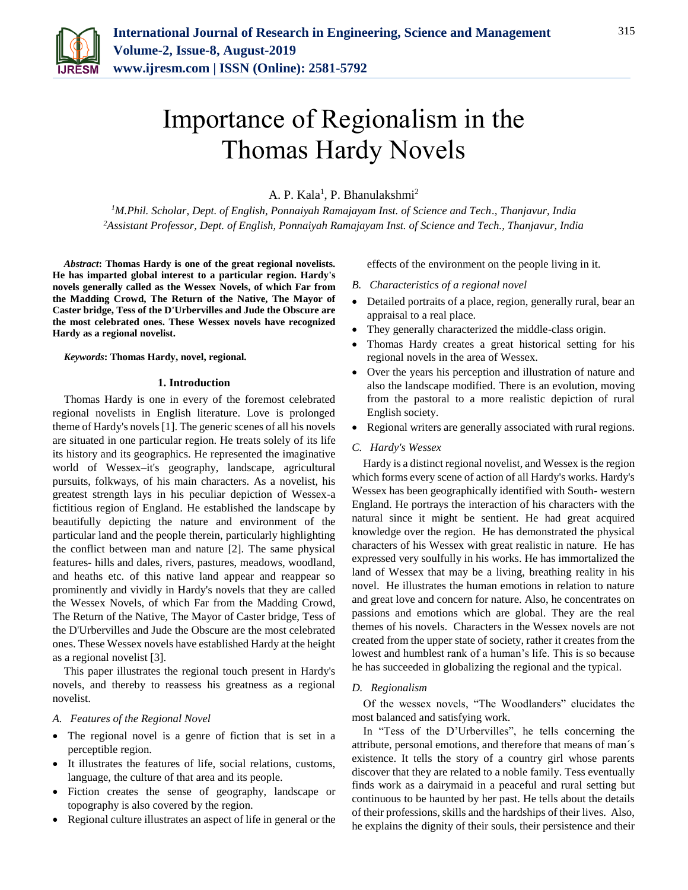# Importance of Regionalism in the Thomas Hardy Novels

A. P. Kala[1], P. Bhanulakshmi[2]

[1]M.Phil. Scholar, Dept. of English, Ponnaiyah Ramajayam Inst. of Science and Tech., Thanjavur, India
[2]Assistant Professor, Dept. of English, Ponnaiyah Ramajayam Inst. of Science and Tech., Thanjavur, India

***Abstract*: Thomas Hardy is one of the great regional novelists. He has imparted global interest to a particular region. Hardy's novels generally called as the Wessex Novels, of which Far from the Madding Crowd, The Return of the Native, The Mayor of Caster bridge, Tess of the D'Urbervilles and Jude the Obscure are the most celebrated ones. These Wessex novels have recognized Hardy as a regional novelist.**

***Keywords*: Thomas Hardy, novel, regional.**

## 1. Introduction

Thomas Hardy is one in every of the foremost celebrated regional novelists in English literature. Love is prolonged theme of Hardy's novels [1]. The generic scenes of all his novels are situated in one particular region. He treats solely of its life its history and its geographics. He represented the imaginative world of Wessex–it's geography, landscape, agricultural pursuits, folkways, of his main characters. As a novelist, his greatest strength lays in his peculiar depiction of Wessex-a fictitious region of England. He established the landscape by beautifully depicting the nature and environment of the particular land and the people therein, particularly highlighting the conflict between man and nature [2]. The same physical features- hills and dales, rivers, pastures, meadows, woodland, and heaths etc. of this native land appear and reappear so prominently and vividly in Hardy's novels that they are called the Wessex Novels, of which Far from the Madding Crowd, The Return of the Native, The Mayor of Caster bridge, Tess of the D'Urbervilles and Jude the Obscure are the most celebrated ones. These Wessex novels have established Hardy at the height as a regional novelist [3].

This paper illustrates the regional touch present in Hardy's novels, and thereby to reassess his greatness as a regional novelist.

### A. Features of the Regional Novel

- The regional novel is a genre of fiction that is set in a perceptible region.
- It illustrates the features of life, social relations, customs, language, the culture of that area and its people.
- Fiction creates the sense of geography, landscape or topography is also covered by the region.
- Regional culture illustrates an aspect of life in general or the effects of the environment on the people living in it.

### B. Characteristics of a regional novel

- Detailed portraits of a place, region, generally rural, bear an appraisal to a real place.
- They generally characterized the middle-class origin.
- Thomas Hardy creates a great historical setting for his regional novels in the area of Wessex.
- Over the years his perception and illustration of nature and also the landscape modified. There is an evolution, moving from the pastoral to a more realistic depiction of rural English society.
- Regional writers are generally associated with rural regions.

### C. Hardy's Wessex

Hardy is a distinct regional novelist, and Wessex is the region which forms every scene of action of all Hardy's works. Hardy's Wessex has been geographically identified with South- western England. He portrays the interaction of his characters with the natural since it might be sentient. He had great acquired knowledge over the region. He has demonstrated the physical characters of his Wessex with great realistic in nature. He has expressed very soulfully in his works. He has immortalized the land of Wessex that may be a living, breathing reality in his novel. He illustrates the human emotions in relation to nature and great love and concern for nature. Also, he concentrates on passions and emotions which are global. They are the real themes of his novels. Characters in the Wessex novels are not created from the upper state of society, rather it creates from the lowest and humblest rank of a human's life. This is so because he has succeeded in globalizing the regional and the typical.

### D. Regionalism

Of the wessex novels, "The Woodlanders" elucidates the most balanced and satisfying work.

In "Tess of the D'Urbervilles", he tells concerning the attribute, personal emotions, and therefore that means of man´s existence. It tells the story of a country girl whose parents discover that they are related to a noble family. Tess eventually finds work as a dairymaid in a peaceful and rural setting but continuous to be haunted by her past. He tells about the details of their professions, skills and the hardships of their lives. Also, he explains the dignity of their souls, their persistence and their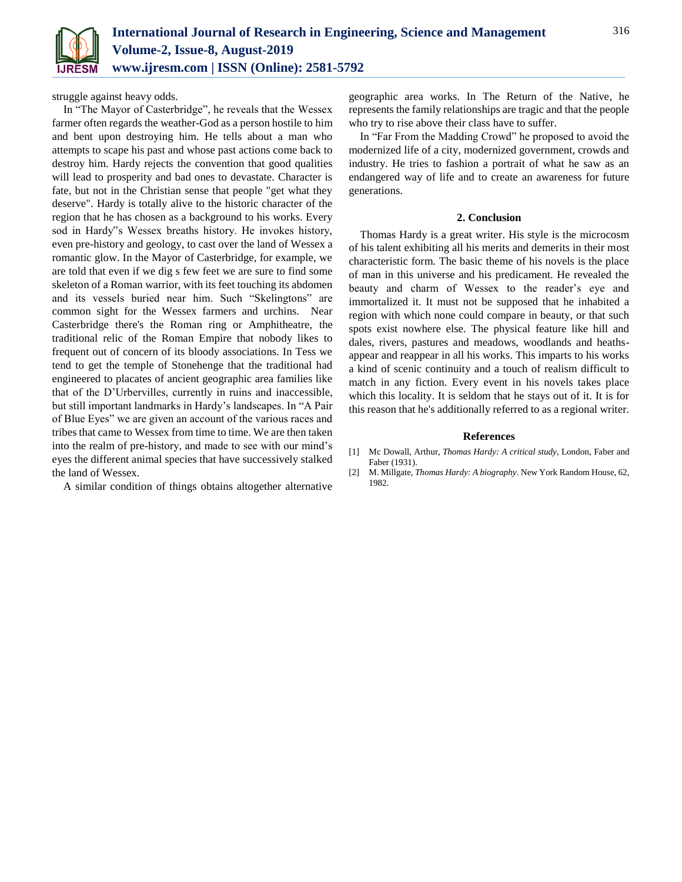struggle against heavy odds.

In "The Mayor of Casterbridge", he reveals that the Wessex farmer often regards the weather-God as a person hostile to him and bent upon destroying him. He tells about a man who attempts to scape his past and whose past actions come back to destroy him. Hardy rejects the convention that good qualities will lead to prosperity and bad ones to devastate. Character is fate, but not in the Christian sense that people "get what they deserve". Hardy is totally alive to the historic character of the region that he has chosen as a background to his works. Every sod in Hardy"s Wessex breaths history. He invokes history, even pre-history and geology, to cast over the land of Wessex a romantic glow. In the Mayor of Casterbridge, for example, we are told that even if we dig s few feet we are sure to find some skeleton of a Roman warrior, with its feet touching its abdomen and its vessels buried near him. Such "Skelingtons" are common sight for the Wessex farmers and urchins. Near Casterbridge there's the Roman ring or Amphitheatre, the traditional relic of the Roman Empire that nobody likes to frequent out of concern of its bloody associations. In Tess we tend to get the temple of Stonehenge that the traditional had engineered to placates of ancient geographic area families like that of the D'Urbervilles, currently in ruins and inaccessible, but still important landmarks in Hardy's landscapes. In "A Pair of Blue Eyes" we are given an account of the various races and tribes that came to Wessex from time to time. We are then taken into the realm of pre-history, and made to see with our mind's eyes the different animal species that have successively stalked the land of Wessex.

A similar condition of things obtains altogether alternative geographic area works. In The Return of the Native, he represents the family relationships are tragic and that the people who try to rise above their class have to suffer.

In "Far From the Madding Crowd" he proposed to avoid the modernized life of a city, modernized government, crowds and industry. He tries to fashion a portrait of what he saw as an endangered way of life and to create an awareness for future generations.

## 2. Conclusion

Thomas Hardy is a great writer. His style is the microcosm of his talent exhibiting all his merits and demerits in their most characteristic form. The basic theme of his novels is the place of man in this universe and his predicament. He revealed the beauty and charm of Wessex to the reader's eye and immortalized it. It must not be supposed that he inhabited a region with which none could compare in beauty, or that such spots exist nowhere else. The physical feature like hill and dales, rivers, pastures and meadows, woodlands and heaths-appear and reappear in all his works. This imparts to his works a kind of scenic continuity and a touch of realism difficult to match in any fiction. Every event in his novels takes place which this locality. It is seldom that he stays out of it. It is for this reason that he's additionally referred to as a regional writer.

## References

[1] Mc Dowall, Arthur, *Thomas Hardy: A critical study*, London, Faber and Faber (1931).

[2] M. Millgate, *Thomas Hardy: A biography*. New York Random House, 62, 1982.